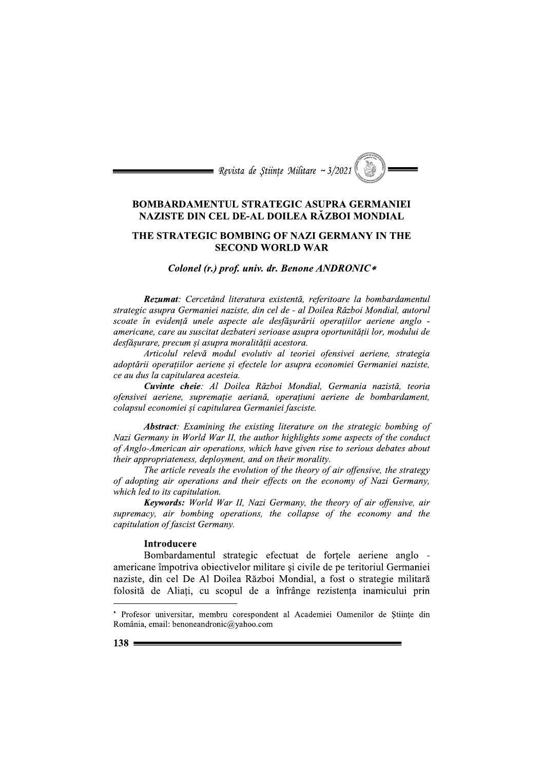# BOMBARDAMENTUL STRATEGIC ASUPRA GERMANIEI NAZISTE DIN CEL DE-AL DOILEA RĂZBOI MONDIAL

## THE STRATEGIC BOMBING OF NAZI GERMANY IN THE SECOND WORLD WAR

***Colonel (r.) prof. univ. dr. Benone ANDRONIC**** 

***Rezumat**: Cercetând literatura existentă, referitoare la bombardamentul strategic asupra Germaniei naziste, din cel de - al Doilea Război Mondial, autorul scoate în evidență unele aspecte ale desfășurării operațiilor aeriene anglo - americane, care au suscitat dezbateri serioase asupra oportunității lor, modului de desfășurare, precum și asupra moralității acestora.*

*Articolul relevă modul evolutiv al teoriei ofensivei aeriene, strategia adoptării operațiilor aeriene și efectele lor asupra economiei Germaniei naziste, ce au dus la capitularea acesteia.*

***Cuvinte cheie**: Al Doilea Război Mondial, Germania nazistă, teoria ofensivei aeriene, supremație aeriană, operațiuni aeriene de bombardament, colapsul economiei și capitularea Germaniei fasciste.*

***Abstract**: Examining the existing literature on the strategic bombing of Nazi Germany in World War II, the author highlights some aspects of the conduct of Anglo-American air operations, which have given rise to serious debates about their appropriateness, deployment, and on their morality.*

*The article reveals the evolution of the theory of air offensive, the strategy of adopting air operations and their effects on the economy of Nazi Germany, which led to its capitulation.*

***Keywords:** World War II, Nazi Germany, the theory of air offensive, air supremacy, air bombing operations, the collapse of the economy and the capitulation of fascist Germany.*

### Introducere

Bombardamentul strategic efectuat de forțele aeriene anglo - americane împotriva obiectivelor militare și civile de pe teritoriul Germaniei naziste, din cel De Al Doilea Război Mondial, a fost o strategie militară folosită de Aliați, cu scopul de a înfrânge rezistența inamicului prin

---

\* Profesor universitar, membru corespondent al Academiei Oamenilor de Științe din România, email: benoneandronic@yahoo.com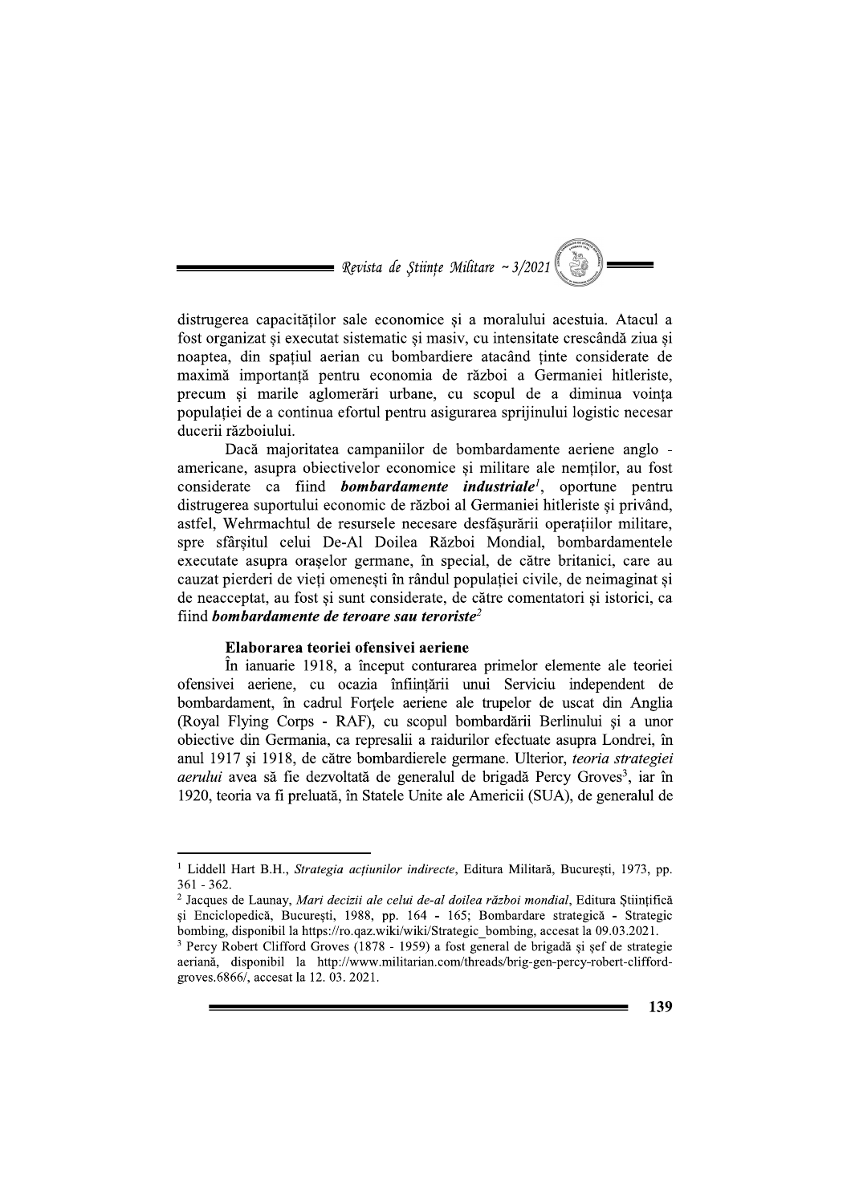distrugerea capacităților sale economice și a moralului acestuia. Atacul a fost organizat și executat sistematic și masiv, cu intensitate crescândă ziua și noaptea, din spațiul aerian cu bombardiere atacând ținte considerate de maximă importanță pentru economia de război a Germaniei hitleriste, precum și marile aglomerări urbane, cu scopul de a diminua voința populației de a continua efortul pentru asigurarea sprijinului logistic necesar ducerii războiului.

Dacă majoritatea campaniilor de bombardamente aeriene anglo - americane, asupra obiectivelor economice și militare ale nemților, au fost considerate ca fiind ***bombardamente industriale***[1], oportune pentru distrugerea suportului economic de război al Germaniei hitleriste și privând, astfel, Wehrmachtul de resursele necesare desfășurării operațiilor militare, spre sfârșitul celui De-Al Doilea Război Mondial, bombardamentele executate asupra orașelor germane, în special, de către britanici, care au cauzat pierderi de vieți omenești în rândul populației civile, de neimaginat și de neacceptat, au fost și sunt considerate, de către comentatori și istorici, ca fiind ***bombardamente de teroare sau teroriste***[2]

**Elaborarea teoriei ofensivei aeriene**

În ianuarie 1918, a început conturarea primelor elemente ale teoriei ofensivei aeriene, cu ocazia înființării unui Serviciu independent de bombardament, în cadrul Forțele aeriene ale trupelor de uscat din Anglia (Royal Flying Corps - RAF), cu scopul bombardării Berlinului și a unor obiective din Germania, ca represalii a raidurilor efectuate asupra Londrei, în anul 1917 și 1918, de către bombardierele germane. Ulterior, *teoria strategiei aerului* avea să fie dezvoltată de generalul de brigadă Percy Groves[3], iar în 1920, teoria va fi preluată, în Statele Unite ale Americii (SUA), de generalul de

---

[1] Liddell Hart B.H., *Strategia acțiunilor indirecte*, Editura Militară, București, 1973, pp. 361 - 362.

[2] Jacques de Launay, *Mari decizii ale celui de-al doilea război mondial*, Editura Științifică și Enciclopedică, București, 1988, pp. 164 - 165; Bombardare strategică - Strategic bombing, disponibil la https://ro.qaz.wiki/wiki/Strategic_bombing, accesat la 09.03.2021.

[3] Percy Robert Clifford Groves (1878 - 1959) a fost general de brigadă și șef de strategie aeriană, disponibil la http://www.militarian.com/threads/brig-gen-percy-robert-clifford-groves.6866/, accesat la 12. 03. 2021.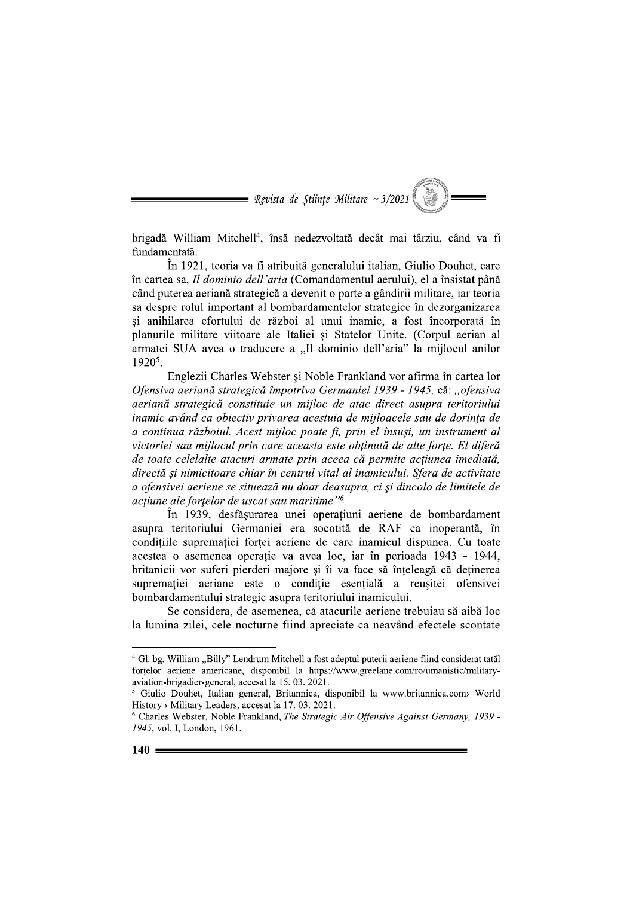brigadă William Mitchell[4], însă nedezvoltată decât mai târziu, când va fi fundamentată.

În 1921, teoria va fi atribuită generalului italian, Giulio Douhet, care în cartea sa, *Il dominio dell'aria* (Comandamentul aerului), el a însistat până când puterea aeriană strategică a devenit o parte a gândirii militare, iar teoria sa despre rolul important al bombardamentelor strategice în dezorganizarea și anihilarea efortului de război al unui inamic, a fost încorporată în planurile militare viitoare ale Italiei și Statelor Unite. (Corpul aerian al armatei SUA avea o traducere a „Il dominio dell'aria" la mijlocul anilor 1920[5].

Englezii Charles Webster și Noble Frankland vor afirma în cartea lor *Ofensiva aeriană strategică împotriva Germaniei 1939 - 1945,* că: *„ofensiva aeriană strategică constituie un mijloc de atac direct asupra teritoriului inamic având ca obiectiv privarea acestuia de mijloacele sau de dorința de a continua războiul. Acest mijloc poate fi, prin el însuși, un instrument al victoriei sau mijlocul prin care aceasta este obținută de alte forțe. El diferă de toate celelalte atacuri armate prin aceea că permite acțiunea imediată, directă și nimicitoare chiar în centrul vital al inamicului. Sfera de activitate a ofensivei aeriene se situează nu doar deasupra, ci și dincolo de limitele de acțiune ale forțelor de uscat sau maritime"*[6].

În 1939, desfășurarea unei operațiuni aeriene de bombardament asupra teritoriului Germaniei era socotită de RAF ca inoperantă, în condițiile supremației forței aeriene de care inamicul dispunea. Cu toate acestea o asemenea operație va avea loc, iar în perioada 1943 - 1944, britanicii vor suferi pierderi majore și îi va face să înțeleagă că deținerea supremației aeriane este o condiție esențială a reușitei ofensivei bombardamentului strategic asupra teritoriului inamicului.

Se considera, de asemenea, că atacurile aeriene trebuiau să aibă loc la lumina zilei, cele nocturne fiind apreciate ca neavând efectele scontate

---

[4] Gl. bg. William „Billy" Lendrum Mitchell a fost adeptul puterii aeriene fiind considerat tatăl forțelor aeriene americane, disponibil la https://www.greelane.com/ro/umanistic/military-aviation-brigadier-general, accesat la 15. 03. 2021.

[5] Giulio Douhet, Italian general, Britannica, disponibil la www.britannica.com› World History › Military Leaders, accesat la 17. 03. 2021.

[6] Charles Webster, Noble Frankland, *The Strategic Air Offensive Against Germany, 1939 - 1945*, vol. I, London, 1961.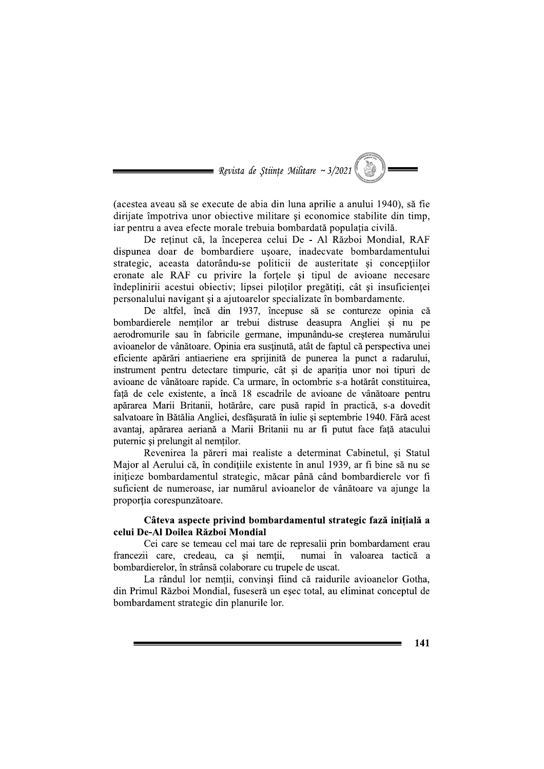(acestea aveau să se execute de abia din luna aprilie a anului 1940), să fie dirijate împotriva unor obiective militare și economice stabilite din timp, iar pentru a avea efecte morale trebuia bombardată populația civilă.

De reținut că, la începerea celui De - Al Război Mondial, RAF dispunea doar de bombardiere ușoare, inadecvate bombardamentului strategic, aceasta datorându-se politicii de austeritate și concepțiilor eronate ale RAF cu privire la forțele și tipul de avioane necesare îndeplinirii acestui obiectiv; lipsei piloților pregătiți, cât și insuficienței personalului navigant și a ajutoarelor specializate în bombardamente.

De altfel, încă din 1937, începuse să se contureze opinia că bombardierele nemților ar trebui distruse deasupra Angliei și nu pe aerodromurile sau în fabricile germane, impunându-se creșterea numărului avioanelor de vânătoare. Opinia era susținută, atât de faptul că perspectiva unei eficiente apărări antiaeriene era sprijinită de punerea la punct a radarului, instrument pentru detectare timpurie, cât și de apariția unor noi tipuri de avioane de vânătoare rapide. Ca urmare, în octombrie s-a hotărât constituirea, față de cele existente, a încă 18 escadrile de avioane de vânătoare pentru apărarea Marii Britanii, hotărâre, care pusă rapid în practică, s-a dovedit salvatoare în Bătălia Angliei, desfășurată în iulie și septembrie 1940. Fără acest avantaj, apărarea aeriană a Marii Britanii nu ar fi putut face față atacului puternic și prelungit al nemților.

Revenirea la păreri mai realiste a determinat Cabinetul, și Statul Major al Aerului că, în condițiile existente în anul 1939, ar fi bine să nu se inițieze bombardamentul strategic, măcar până când bombardierele vor fi suficient de numeroase, iar numărul avioanelor de vânătoare va ajunge la proporția corespunzătoare.

## Câteva aspecte privind bombardamentul strategic fază inițială a celui De-Al Doilea Război Mondial

Cei care se temeau cel mai tare de represalii prin bombardament erau francezii care, credeau, ca și nemții, numai în valoarea tactică a bombardierelor, în strânsă colaborare cu trupele de uscat.

La rândul lor nemții, convinși fiind că raidurile avioanelor Gotha, din Primul Război Mondial, fuseseră un eșec total, au eliminat conceptul de bombardament strategic din planurile lor.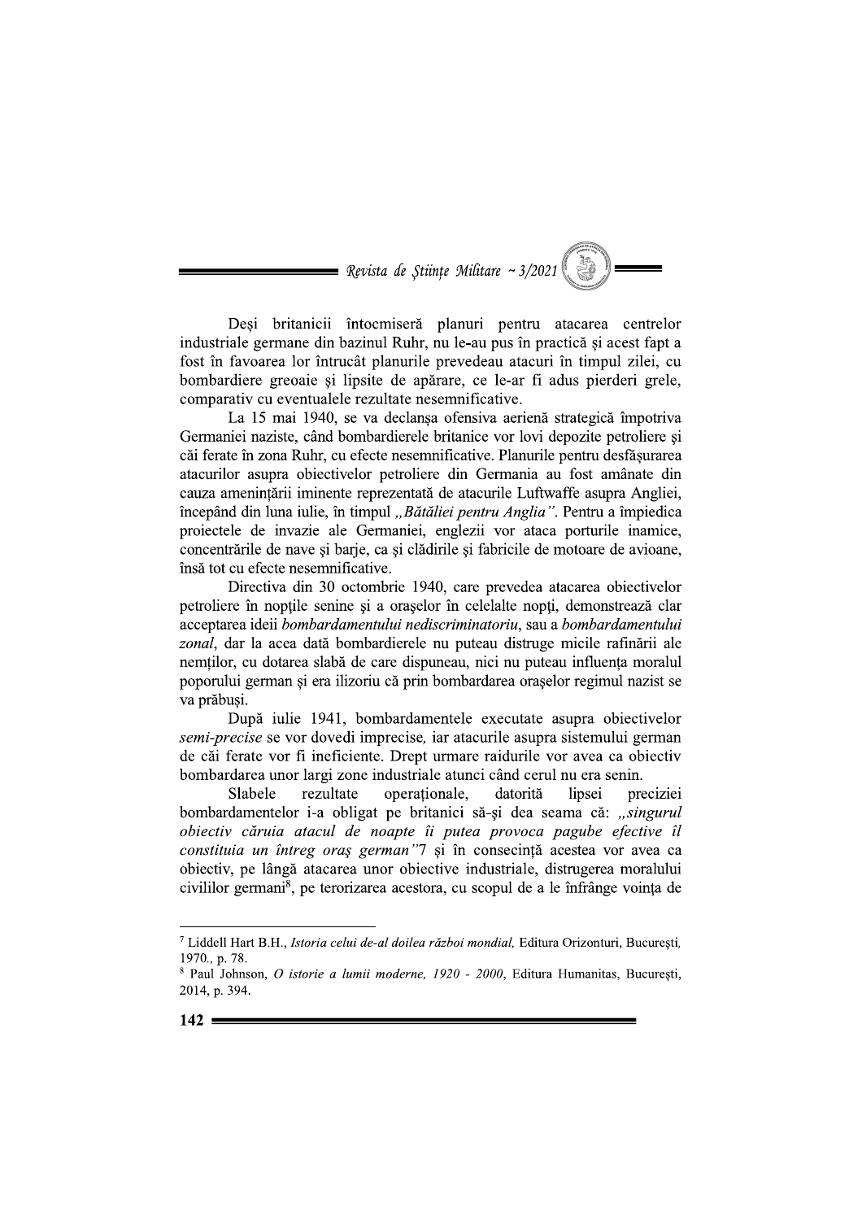Deși britanicii întocmiseră planuri pentru atacarea centrelor industriale germane din bazinul Ruhr, nu le-au pus în practică și acest fapt a fost în favoarea lor întrucât planurile prevedeau atacuri în timpul zilei, cu bombardiere greoaie și lipsite de apărare, ce le-ar fi adus pierderi grele, comparativ cu eventualele rezultate nesemnificative.

La 15 mai 1940, se va declanșa ofensiva aeriană strategică împotriva Germaniei naziste, când bombardierele britanice vor lovi depozite petroliere și căi ferate în zona Ruhr, cu efecte nesemnificative. Planurile pentru desfășurarea atacurilor asupra obiectivelor petroliere din Germania au fost amânate din cauza amenințării iminente reprezentată de atacurile Luftwaffe asupra Angliei, începând din luna iulie, în timpul *„Bătăliei pentru Anglia”*. Pentru a împiedica proiectele de invazie ale Germaniei, englezii vor ataca porturile inamice, concentrările de nave și barje, ca și clădirile și fabricile de motoare de avioane, însă tot cu efecte nesemnificative.

Directiva din 30 octombrie 1940, care prevedea atacarea obiectivelor petroliere în nopțile senine și a orașelor în celelalte nopți, demonstrează clar acceptarea ideii *bombardamentului nediscriminatoriu*, sau a *bombardamentului zonal*, dar la acea dată bombardierele nu puteau distruge micile rafinării ale nemților, cu dotarea slabă de care dispuneau, nici nu puteau influența moralul poporului german și era ilizoriu că prin bombardarea orașelor regimul nazist se va prăbuși.

După iulie 1941, bombardamentele executate asupra obiectivelor *semi-precise* se vor dovedi imprecise, iar atacurile asupra sistemului german de căi ferate vor fi ineficiente. Drept urmare raidurile vor avea ca obiectiv bombardarea unor largi zone industriale atunci când cerul nu era senin.

Slabele rezultate operaționale, datorită lipsei preciziei bombardamentelor i-a obligat pe britanici să-și dea seama că: *„singurul obiectiv căruia atacul de noapte îi putea provoca pagube efective îl constituia un întreg oraș german”*7 și în consecință acestea vor avea ca obiectiv, pe lângă atacarea unor obiective industriale, distrugerea moralului civililor germani[8], pe terorizarea acestora, cu scopul de a le înfrânge voința de

---

[7] Liddell Hart B.H., *Istoria celui de-al doilea război mondial*, Editura Orizonturi, București, 1970., p. 78.

[8] Paul Johnson, *O istorie a lumii moderne, 1920 - 2000*, Editura Humanitas, București, 2014, p. 394.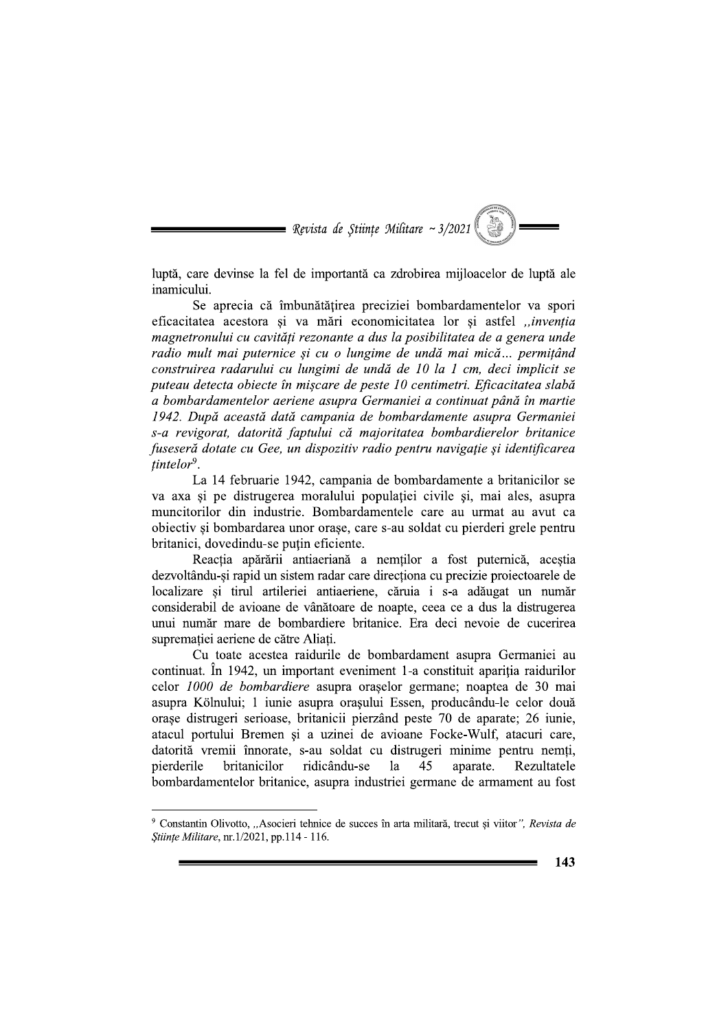luptă, care devinse la fel de importantă ca zdrobirea mijloacelor de luptă ale inamicului.

Se aprecia că îmbunătățirea preciziei bombardamentelor va spori eficacitatea acestora și va mări economicitatea lor și astfel *„invenția magnetronului cu cavități rezonante a dus la posibilitatea de a genera unde radio mult mai puternice și cu o lungime de undă mai mică... permițând construirea radarului cu lungimi de undă de 10 la 1 cm, deci implicit se puteau detecta obiecte în mișcare de peste 10 centimetri. Eficacitatea slabă a bombardamentelor aeriene asupra Germaniei a continuat până în martie 1942. După această dată campania de bombardamente asupra Germaniei s-a revigorat, datorită faptului că majoritatea bombardierelor britanice fuseseră dotate cu Gee, un dispozitiv radio pentru navigație și identificarea țintelor*[9].

La 14 februarie 1942, campania de bombardamente a britanicilor se va axa și pe distrugerea moralului populației civile și, mai ales, asupra muncitorilor din industrie. Bombardamentele care au urmat au avut ca obiectiv și bombardarea unor orașe, care s-au soldat cu pierderi grele pentru britanici, dovedindu-se puțin eficiente.

Reacția apărării antiaeriană a nemților a fost puternică, aceștia dezvoltându-și rapid un sistem radar care direcționa cu precizie proiectoarele de localizare și tirul artileriei antiaeriene, căruia i s-a adăugat un număr considerabil de avioane de vânătoare de noapte, ceea ce a dus la distrugerea unui număr mare de bombardiere britanice. Era deci nevoie de cucerirea supremației aeriene de către Aliați.

Cu toate acestea raidurile de bombardament asupra Germaniei au continuat. În 1942, un important eveniment l-a constituit apariția raidurilor celor *1000 de bombardiere* asupra orașelor germane; noaptea de 30 mai asupra Kölnului; 1 iunie asupra orașului Essen, producându-le celor două orașe distrugeri serioase, britanicii pierzând peste 70 de aparate; 26 iunie, atacul portului Bremen și a uzinei de avioane Focke-Wulf, atacuri care, datorită vremii înnorate, s-au soldat cu distrugeri minime pentru nemți, pierderile britanicilor ridicându-se la 45 aparate. Rezultatele bombardamentelor britanice, asupra industriei germane de armament au fost

---

[9] Constantin Olivotto, „Asocieri tehnice de succes în arta militară, trecut și viitor", *Revista de Științe Militare*, nr.1/2021, pp.114 - 116.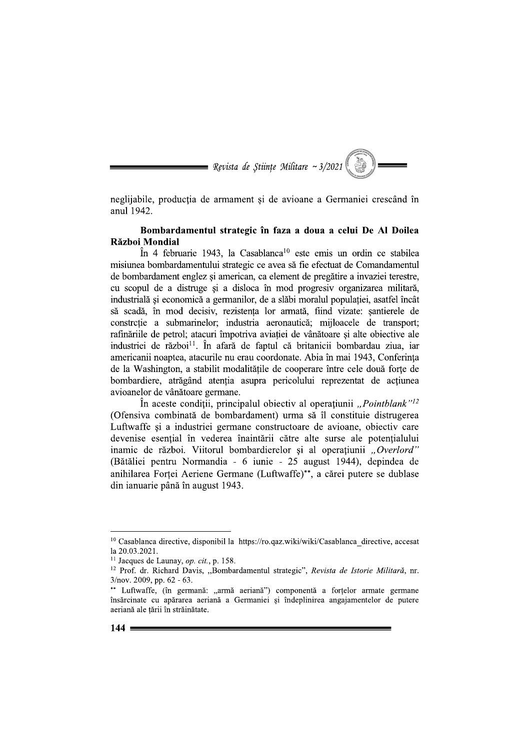neglijabile, producția de armament și de avioane a Germaniei crescând în anul 1942.

## Bombardamentul strategic în faza a doua a celui De Al Doilea Război Mondial

În 4 februarie 1943, la Casablanca[10] este emis un ordin ce stabilea misiunea bombardamentului strategic ce avea să fie efectuat de Comandamentul de bombardament englez și american, ca element de pregătire a invaziei terestre, cu scopul de a distruge și a disloca în mod progresiv organizarea militară, industrială și economică a germanilor, de a slăbi moralul populației, asatfel încât să scadă, în mod decisiv, rezistența lor armată, fiind vizate: șantierele de constrcție a submarinelor; industria aeronautică; mijloacele de transport; rafinăriile de petrol; atacuri împotriva aviației de vânătoare și alte obiective ale industriei de război[11]. În afară de faptul că britanicii bombardau ziua, iar americanii noaptea, atacurile nu erau coordonate. Abia în mai 1943, Conferința de la Washington, a stabilit modalitățile de cooperare între cele două forțe de bombardiere, atrăgând atenția asupra pericolului reprezentat de acțiunea avioanelor de vânătoare germane.

În aceste condiții, principalul obiectiv al operațiunii *„Pointblank"*[12] (Ofensiva combinată de bombardament) urma să îl constituie distrugerea Luftwaffe și a industriei germane constructoare de avioane, obiectiv care devenise esențial în vederea înaintării către alte surse ale potențialului inamic de război. Viitorul bombardierelor și al operațiunii *„Overlord"* (Bătăliei pentru Normandia - 6 iunie - 25 august 1944), depindea de anihilarea Forței Aeriene Germane (Luftwaffe)**, a cărei putere se dublase din ianuarie până în august 1943.

---

[10] Casablanca directive, disponibil la https://ro.qaz.wiki/wiki/Casablanca_directive, accesat la 20.03.2021.

[11] Jacques de Launay, *op. cit.*, p. 158.

[12] Prof. dr. Richard Davis, „Bombardamentul strategic", *Revista de Istorie Militară*, nr. 3/nov. 2009, pp. 62 - 63.

** Luftwaffe, (în germană: „armă aeriană") componentă a forțelor armate germane însărcinate cu apărarea aeriană a Germaniei și îndeplinirea angajamentelor de putere aeriană ale țării în străinătate.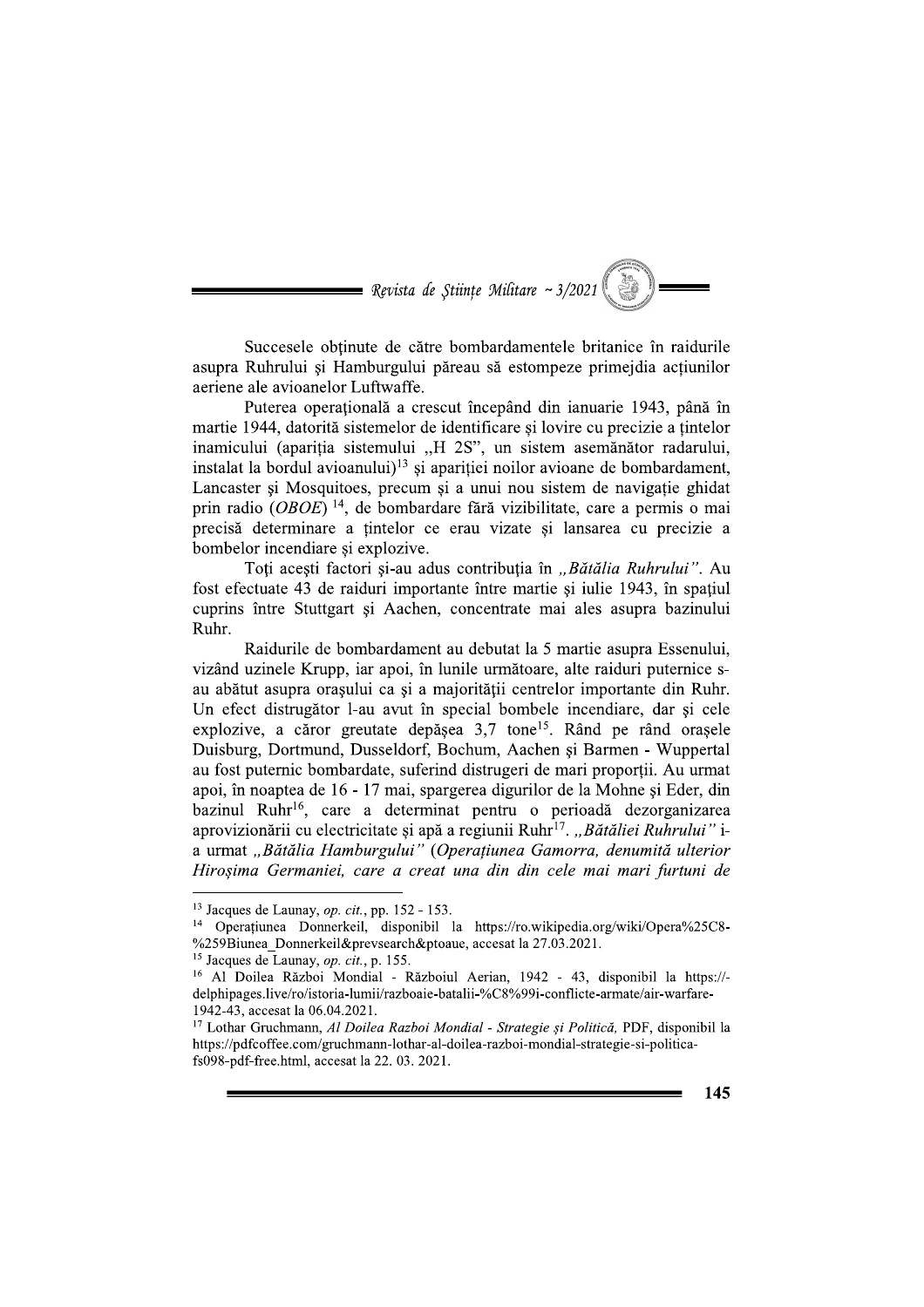Succesele obținute de către bombardamentele britanice în raidurile asupra Ruhrului și Hamburgului păreau să estompeze primejdia acțiunilor aeriene ale avioanelor Luftwaffe.

Puterea operațională a crescut începând din ianuarie 1943, până în martie 1944, datorită sistemelor de identificare și lovire cu precizie a țintelor inamicului (apariția sistemului „H 2S", un sistem asemănător radarului, instalat la bordul avioanului)[13] și apariției noilor avioane de bombardament, Lancaster și Mosquitoes, precum și a unui nou sistem de navigație ghidat prin radio (*OBOE*) [14], de bombardare fără vizibilitate, care a permis o mai precisă determinare a țintelor ce erau vizate și lansarea cu precizie a bombelor incendiare și explozive.

Toți acești factori și-au adus contribuția în *„Bătălia Ruhrului"*. Au fost efectuate 43 de raiduri importante între martie și iulie 1943, în spațiul cuprins între Stuttgart și Aachen, concentrate mai ales asupra bazinului Ruhr.

Raidurile de bombardament au debutat la 5 martie asupra Essenului, vizând uzinele Krupp, iar apoi, în lunile următoare, alte raiduri puternice s-au abătut asupra orașului ca și a majorității centrelor importante din Ruhr. Un efect distrugător l-au avut în special bombele incendiare, dar și cele explozive, a căror greutate depășea 3,7 tone[15]. Rând pe rând orașele Duisburg, Dortmund, Dusseldorf, Bochum, Aachen și Barmen - Wuppertal au fost puternic bombardate, suferind distrugeri de mari proporții. Au urmat apoi, în noaptea de 16 - 17 mai, spargerea digurilor de la Mohne și Eder, din bazinul Ruhr[16], care a determinat pentru o perioadă dezorganizarea aprovizionării cu electricitate și apă a regiunii Ruhr[17]. *„Bătăliei Ruhrului"* i-a urmat *„Bătălia Hamburgului" (Operațiunea Gamorra, denumită ulterior Hiroșima Germaniei, care a creat una din din cele mai mari furtuni de*

---

[13] Jacques de Launay, *op. cit.*, pp. 152 - 153.

[14] Operațiunea Donnerkeil, disponibil la https://ro.wikipedia.org/wiki/Opera%25C8-%259Biunea_Donnerkeil&prevsearch&ptoaue, accesat la 27.03.2021.

[15] Jacques de Launay, *op. cit.*, p. 155.

[16] Al Doilea Război Mondial - Războiul Aerian, 1942 - 43, disponibil la https://-delphipages.live/ro/istoria-lumii/razboaie-batalii-%C8%99i-conflicte-armate/air-warfare-1942-43, accesat la 06.04.2021.

[17] Lothar Gruchmann, *Al Doilea Razboi Mondial - Strategie și Politică*, PDF, disponibil la https://pdfcoffee.com/gruchmann-lothar-al-doilea-razboi-mondial-strategie-si-politica-fs098-pdf-free.html, accesat la 22. 03. 2021.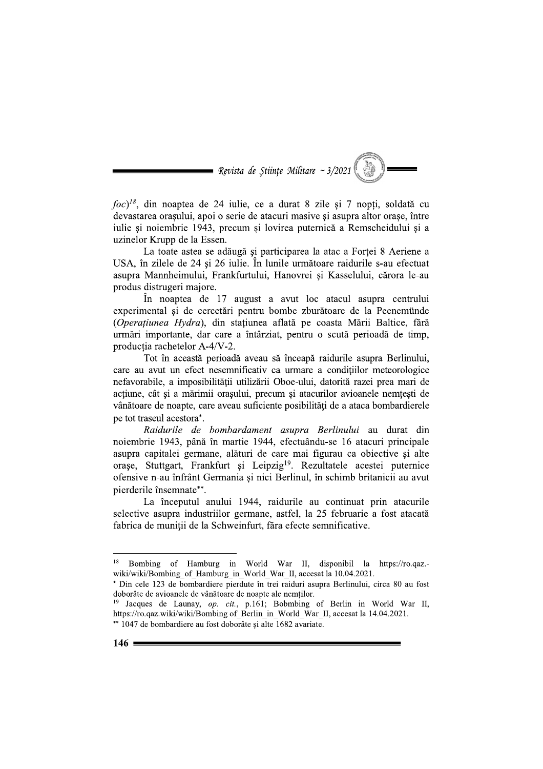*foc*)[18], din noaptea de 24 iulie, ce a durat 8 zile și 7 nopți, soldată cu devastarea orașului, apoi o serie de atacuri masive și asupra altor orașe, între iulie și noiembrie 1943, precum și lovirea puternică a Remscheidului și a uzinelor Krupp de la Essen.

La toate astea se adăugă și participarea la atac a Forței 8 Aeriene a USA, în zilele de 24 și 26 iulie. În lunile următoare raidurile s-au efectuat asupra Mannheimului, Frankfurtului, Hanovrei și Kasselului, cărora le-au produs distrugeri majore.

În noaptea de 17 august a avut loc atacul asupra centrului experimental și de cercetări pentru bombe zburătoare de la Peenemünde (*Operațiunea Hydra*), din stațiunea aflată pe coasta Mării Baltice, fără urmări importante, dar care a întârziat, pentru o scută perioadă de timp, producția rachetelor A-4/V-2.

Tot în această perioadă aveau să înceapă raidurile asupra Berlinului, care au avut un efect nesemnificativ ca urmare a condițiilor meteorologice nefavorabile, a imposibilității utilizării Oboe-ului, datorită razei prea mari de acțiune, cât și a mărimii orașului, precum și atacurilor avioanele nemțești de vânătoare de noapte, care aveau suficiente posibilități de a ataca bombardierele pe tot traseul acestora*.

*Raidurile de bombardament asupra Berlinului* au durat din noiembrie 1943, până în martie 1944, efectuându-se 16 atacuri principale asupra capitalei germane, alături de care mai figurau ca obiective și alte orașe, Stuttgart, Frankfurt și Leipzig[19]. Rezultatele acestei puternice ofensive n-au înfrânt Germania și nici Berlinul, în schimb britanicii au avut pierderile însemnate**.

La începutul anului 1944, raidurile au continuat prin atacurile selective asupra industriilor germane, astfel, la 25 februarie a fost atacată fabrica de muniții de la Schweinfurt, fără efecte semnificative.

---

[18] Bombing of Hamburg in World War II, disponibil la https://ro.qaz.-wiki/wiki/Bombing_of_Hamburg_in_World_War_II, accesat la 10.04.2021.

* Din cele 123 de bombardiere pierdute în trei raiduri asupra Berlinului, circa 80 au fost doborâte de avioanele de vânătoare de noapte ale nemților.

[19] Jacques de Launay, *op. cit.*, p.161; Bobmbing of Berlin in World War II, https://ro.qaz.wiki/wiki/Bombing of_Berlin_in_World_War_II, accesat la 14.04.2021.

** 1047 de bombardiere au fost doborâte și alte 1682 avariate.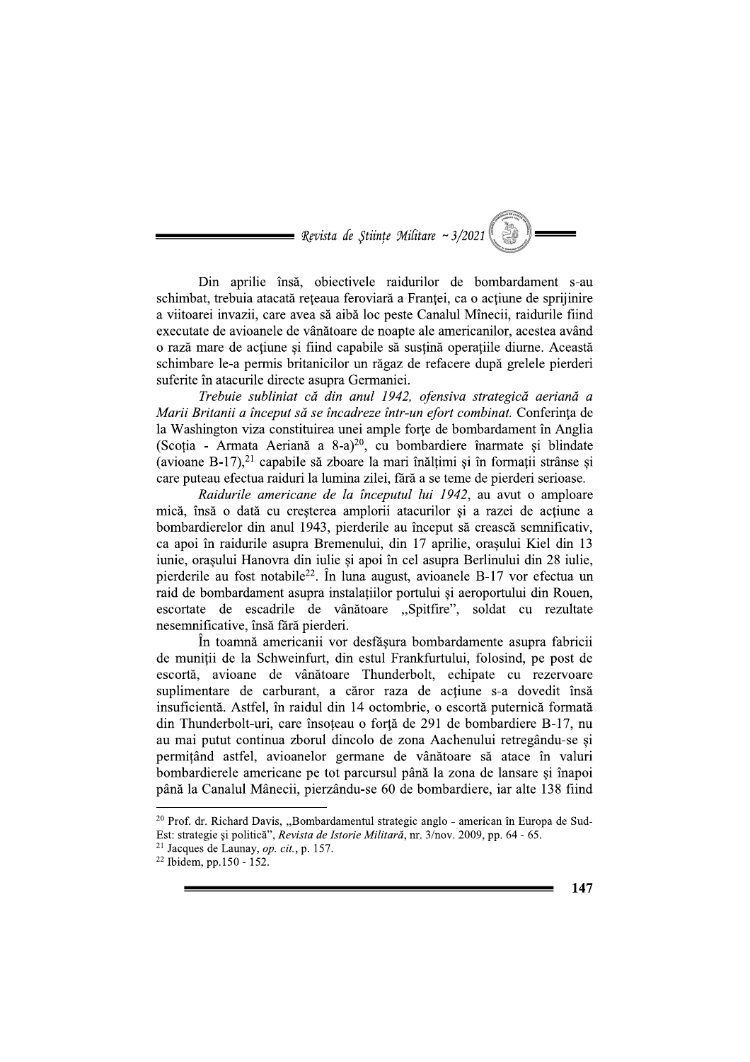Din aprilie însă, obiectivele raidurilor de bombardament s-au schimbat, trebuia atacată rețeaua feroviară a Franței, ca o acțiune de sprijinire a viitoarei invazii, care avea să aibă loc peste Canalul Mînecii, raidurile fiind executate de avioanele de vânătoare de noapte ale americanilor, acestea având o rază mare de acțiune și fiind capabile să susțină operațiile diurne. Această schimbare le-a permis britanicilor un răgaz de refacere după grelele pierderi suferite în atacurile directe asupra Germaniei.

*Trebuie subliniat că din anul 1942, ofensiva strategică aeriană a Marii Britanii a început să se încadreze într-un efort combinat.* Conferința de la Washington viza constituirea unei ample forțe de bombardament în Anglia (Scoția - Armata Aeriană a 8-a)[20], cu bombardiere înarmate și blindate (avioane B-17),[21] capabile să zboare la mari înălțimi și în formații strânse și care puteau efectua raiduri la lumina zilei, fără a se teme de pierderi serioase.

*Raidurile americane de la începutul lui 1942*, au avut o amploare mică, însă o dată cu creșterea amplorii atacurilor și a razei de acțiune a bombardierelor din anul 1943, pierderile au început să crească semnificativ, ca apoi în raidurile asupra Bremenului, din 17 aprilie, orașului Kiel din 13 iunie, orașului Hanovra din iulie și apoi în cel asupra Berlinului din 28 iulie, pierderile au fost notabile[22]. În luna august, avioanele B-17 vor efectua un raid de bombardament asupra instalațiilor portului și aeroportului din Rouen, escortate de escadrile de vânătoare „Spitfire", soldat cu rezultate nesemnificative, însă fără pierderi.

În toamnă americanii vor desfășura bombardamente asupra fabricii de muniții de la Schweinfurt, din estul Frankfurtului, folosind, pe post de escortă, avioane de vânătoare Thunderbolt, echipate cu rezervoare suplimentare de carburant, a căror raza de acțiune s-a dovedit însă insuficientă. Astfel, în raidul din 14 octombrie, o escortă puternică formată din Thunderbolt-uri, care însoțeau o forță de 291 de bombardiere B-17, nu au mai putut continua zborul dincolo de zona Aachenului retregându-se și permițând astfel, avioanelor germane de vânătoare să atace în valuri bombardierele americane pe tot parcursul până la zona de lansare și înapoi până la Canalul Mânecii, pierzându-se 60 de bombardiere, iar alte 138 fiind

---

[20] Prof. dr. Richard Davis, „Bombardamentul strategic anglo - american în Europa de Sud-Est: strategie și politică", *Revista de Istorie Militară*, nr. 3/nov. 2009, pp. 64 - 65.

[21] Jacques de Launay, *op. cit.*, p. 157.

[22] Ibidem, pp.150 - 152.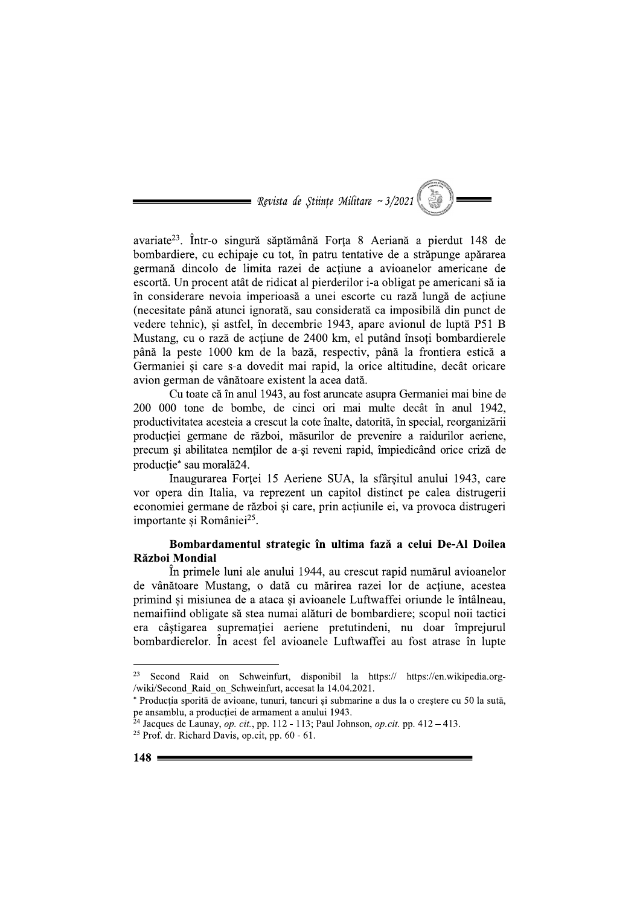avariate[23]. Într-o singură săptămână Forța 8 Aeriană a pierdut 148 de bombardiere, cu echipaje cu tot, în patru tentative de a străpunge apărarea germană dincolo de limita razei de acțiune a avioanelor americane de escortă. Un procent atât de ridicat al pierderilor i-a obligat pe americani să ia în considerare nevoia imperioasă a unei escorte cu rază lungă de acțiune (necesitate până atunci ignorată, sau considerată ca imposibilă din punct de vedere tehnic), și astfel, în decembrie 1943, apare avionul de luptă P51 B Mustang, cu o rază de acțiune de 2400 km, el putând însoți bombardierele până la peste 1000 km de la bază, respectiv, până la frontiera estică a Germaniei și care s-a dovedit mai rapid, la orice altitudine, decât oricare avion german de vânătoare existent la acea dată.

Cu toate că în anul 1943, au fost aruncate asupra Germaniei mai bine de 200 000 tone de bombe, de cinci ori mai multe decât în anul 1942, productivitatea acesteia a crescut la cote înalte, datorită, în special, reorganizării producției germane de război, măsurilor de prevenire a raidurilor aeriene, precum și abilitatea nemților de a-și reveni rapid, împiedicând orice criză de producție* sau morală24.

Inaugurarea Forței 15 Aeriene SUA, la sfârșitul anului 1943, care vor opera din Italia, va reprezent un capitol distinct pe calea distrugerii economiei germane de război și care, prin acțiunile ei, va provoca distrugeri importante și României[25].

**Bombardamentul strategic în ultima fază a celui De-Al Doilea Război Mondial**

În primele luni ale anului 1944, au crescut rapid numărul avioanelor de vânătoare Mustang, o dată cu mărirea razei lor de acțiune, acestea primind și misiunea de a ataca și avioanele Luftwaffei oriunde le întâlneau, nemaifiind obligate să stea numai alături de bombardiere; scopul noii tactici era câștigarea supremației aeriene pretutindeni, nu doar împrejurul bombardierelor. În acest fel avioanele Luftwaffei au fost atrase în lupte

---

[23] Second Raid on Schweinfurt, disponibil la https:// https://en.wikipedia.org-/wiki/Second_Raid_on_Schweinfurt, accesat la 14.04.2021.

* Producția sporită de avioane, tunuri, tancuri și submarine a dus la o creștere cu 50 la sută, pe ansamblu, a producției de armament a anului 1943.

[24] Jacques de Launay, *op. cit.*, pp. 112 - 113; Paul Johnson, *op.cit.* pp. 412 – 413.

[25] Prof. dr. Richard Davis, op.cit, pp. 60 - 61.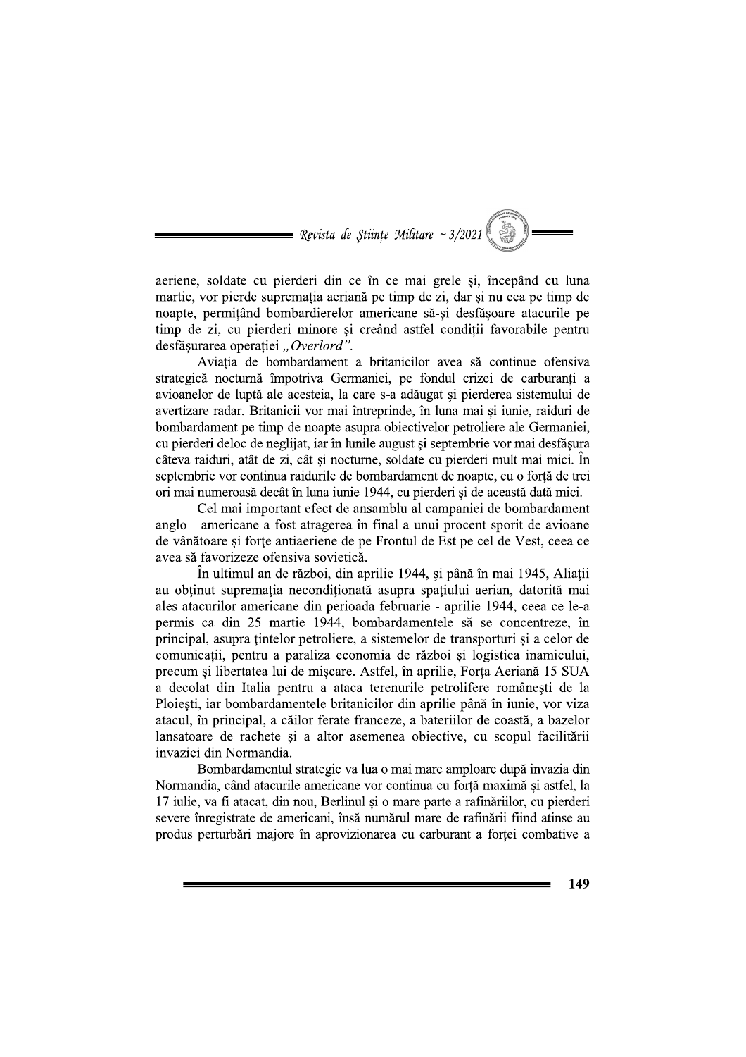aeriene, soldate cu pierderi din ce în ce mai grele și, începând cu luna martie, vor pierde supremația aeriană pe timp de zi, dar și nu cea pe timp de noapte, permițând bombardierelor americane să-și desfășoare atacurile pe timp de zi, cu pierderi minore și creând astfel condiții favorabile pentru desfășurarea operației *„Overlord"*.

Aviația de bombardament a britanicilor avea să continue ofensiva strategică nocturnă împotriva Germaniei, pe fondul crizei de carburanți a avioanelor de luptă ale acesteia, la care s-a adăugat și pierderea sistemului de avertizare radar. Britanicii vor mai întreprinde, în luna mai și iunie, raiduri de bombardament pe timp de noapte asupra obiectivelor petroliere ale Germaniei, cu pierderi deloc de neglijat, iar în lunile august și septembrie vor mai desfășura câteva raiduri, atât de zi, cât și nocturne, soldate cu pierderi mult mai mici. În septembrie vor continua raidurile de bombardament de noapte, cu o forță de trei ori mai numeroasă decât în luna iunie 1944, cu pierderi și de această dată mici.

Cel mai important efect de ansamblu al campaniei de bombardament anglo - americane a fost atragerea în final a unui procent sporit de avioane de vânătoare și forțe antiaeriene de pe Frontul de Est pe cel de Vest, ceea ce avea să favorizeze ofensiva sovietică.

În ultimul an de război, din aprilie 1944, și până în mai 1945, Aliații au obținut supremația necondiționată asupra spațiului aerian, datorită mai ales atacurilor americane din perioada februarie - aprilie 1944, ceea ce le-a permis ca din 25 martie 1944, bombardamentele să se concentreze, în principal, asupra țintelor petroliere, a sistemelor de transporturi și a celor de comunicații, pentru a paraliza economia de război și logistica inamicului, precum și libertatea lui de mișcare. Astfel, în aprilie, Forța Aeriană 15 SUA a decolat din Italia pentru a ataca terenurile petrolifere românești de la Ploiești, iar bombardamentele britanicilor din aprilie până în iunie, vor viza atacul, în principal, a căilor ferate franceze, a bateriilor de coastă, a bazelor lansatoare de rachete și a altor asemenea obiective, cu scopul facilitării invaziei din Normandia.

Bombardamentul strategic va lua o mai mare amploare după invazia din Normandia, când atacurile americane vor continua cu forță maximă și astfel, la 17 iulie, va fi atacat, din nou, Berlinul și o mare parte a rafinăriilor, cu pierderi severe înregistrate de americani, însă numărul mare de rafinării fiind atinse au produs perturbări majore în aprovizionarea cu carburant a forței combative a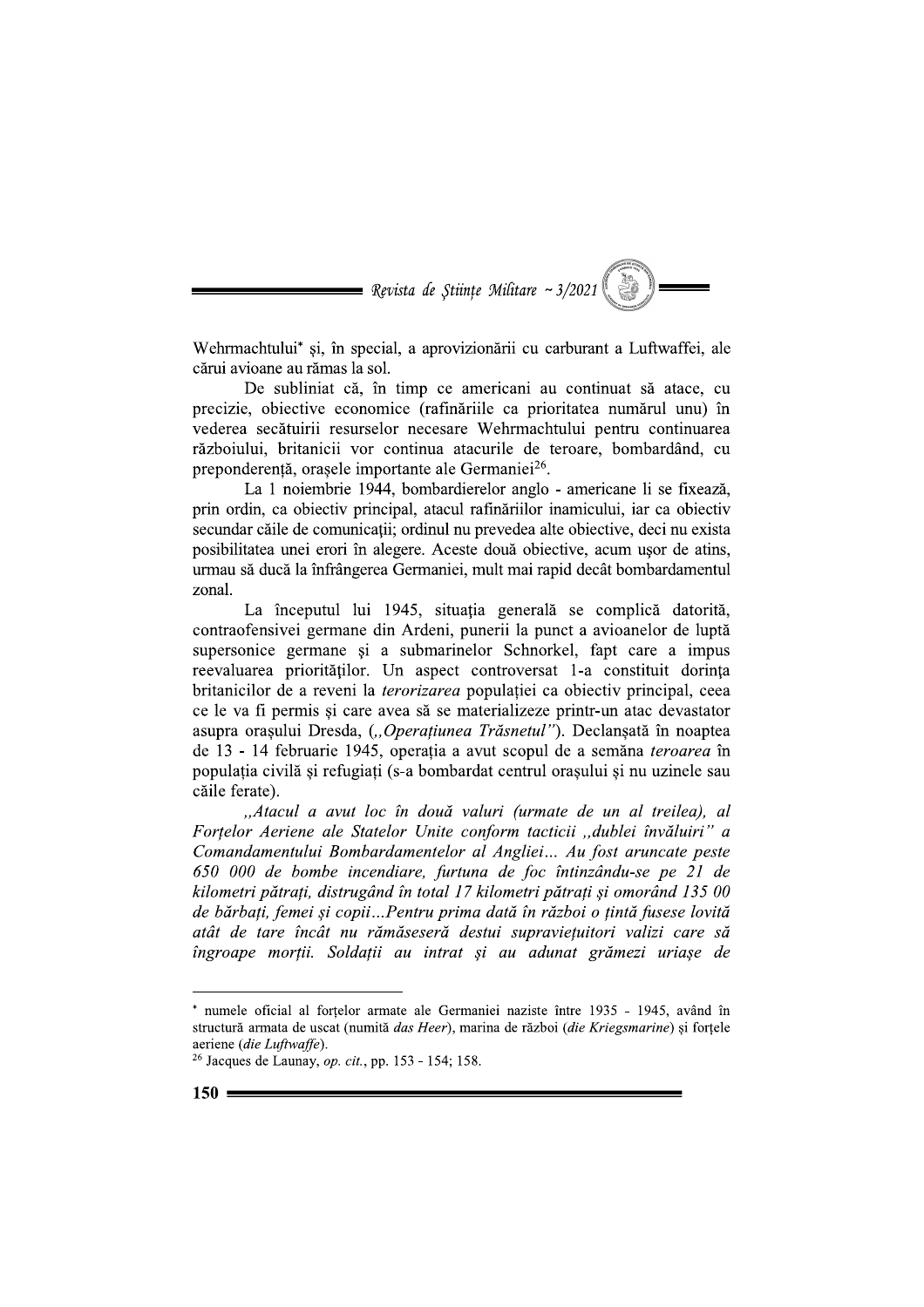Wehrmachtului* și, în special, a aprovizionării cu carburant a Luftwaffei, ale cărui avioane au rămas la sol.

De subliniat că, în timp ce americani au continuat să atace, cu precizie, obiective economice (rafinăriile ca prioritatea numărul unu) în vederea secătuirii resurselor necesare Wehrmachtului pentru continuarea războiului, britanicii vor continua atacurile de teroare, bombardând, cu preponderență, orașele importante ale Germaniei[26].

La 1 noiembrie 1944, bombardierelor anglo - americane li se fixează, prin ordin, ca obiectiv principal, atacul rafinăriilor inamicului, iar ca obiectiv secundar căile de comunicații; ordinul nu prevedea alte obiective, deci nu exista posibilitatea unei erori în alegere. Aceste două obiective, acum ușor de atins, urmau să ducă la înfrângerea Germaniei, mult mai rapid decât bombardamentul zonal.

La începutul lui 1945, situația generală se complică datorită, contraofensivei germane din Ardeni, punerii la punct a avioanelor de luptă supersonice germane și a submarinelor Schnorkel, fapt care a impus reevaluarea priorităților. Un aspect controversat l-a constituit dorința britanicilor de a reveni la *terorizarea* populației ca obiectiv principal, ceea ce le va fi permis și care avea să se materializeze printr-un atac devastator asupra orașului Dresda, (*„Operațiunea Trăsnetul"*). Declanșată în noaptea de 13 - 14 februarie 1945, operația a avut scopul de a semăna *teroarea* în populația civilă și refugiați (s-a bombardat centrul orașului și nu uzinele sau căile ferate).

*„Atacul a avut loc în două valuri (urmate de un al treilea), al Forțelor Aeriene ale Statelor Unite conform tacticii „dublei învăluiri" a Comandamentului Bombardamentelor al Angliei... Au fost aruncate peste 650 000 de bombe incendiare, furtuna de foc întinzându-se pe 21 de kilometri pătrați, distrugând în total 17 kilometri pătrați și omorând 135 00 de bărbați, femei și copii...Pentru prima dată în război o țintă fusese lovită atât de tare încât nu rămăseseră destui supraviețuitori valizi care să îngroape morții. Soldații au intrat și au adunat grămezi uriașe de*

---

* numele oficial al forțelor armate ale Germaniei naziste între 1935 - 1945, având în structură armata de uscat (numită *das Heer*), marina de război (*die Kriegsmarine*) și forțele aeriene (*die Luftwaffe*).

[26] Jacques de Launay, *op. cit.*, pp. 153 - 154; 158.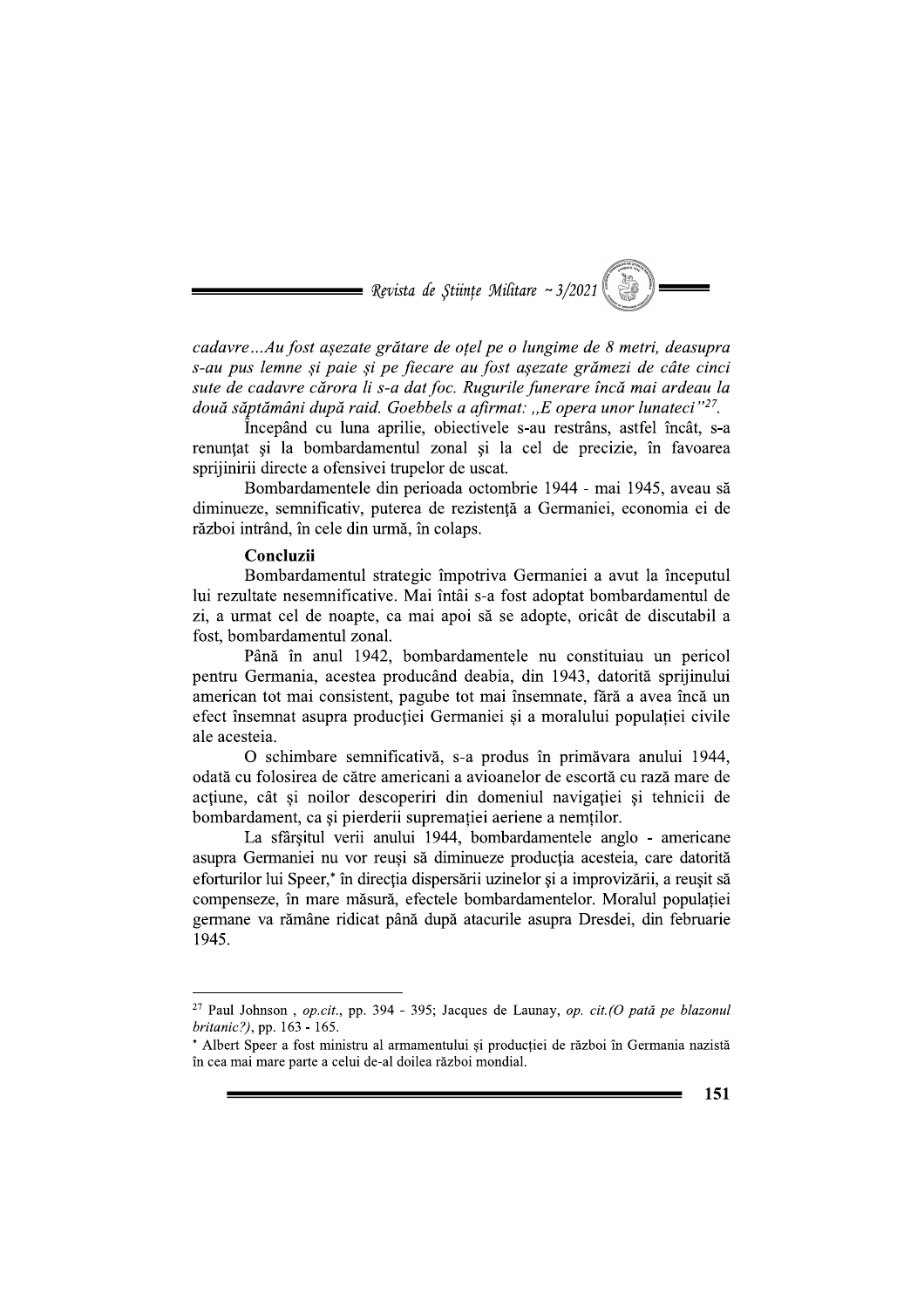*cadavre...Au fost așezate grătare de oțel pe o lungime de 8 metri, deasupra s-au pus lemne și paie și pe fiecare au fost așezate grămezi de câte cinci sute de cadavre cărora li s-a dat foc. Rugurile funerare încă mai ardeau la două săptămâni după raid. Goebbels a afirmat: „E opera unor lunateci"*[27].

Începând cu luna aprilie, obiectivele s-au restrâns, astfel încât, s-a renunțat și la bombardamentul zonal și la cel de precizie, în favoarea sprijinirii directe a ofensivei trupelor de uscat.

Bombardamentele din perioada octombrie 1944 - mai 1945, aveau să diminueze, semnificativ, puterea de rezistență a Germaniei, economia ei de război intrând, în cele din urmă, în colaps.

**Concluzii**

Bombardamentul strategic împotriva Germaniei a avut la începutul lui rezultate nesemnificative. Mai întâi s-a fost adoptat bombardamentul de zi, a urmat cel de noapte, ca mai apoi să se adopte, oricât de discutabil a fost, bombardamentul zonal.

Până în anul 1942, bombardamentele nu constituiau un pericol pentru Germania, acestea producând deabia, din 1943, datorită sprijinului american tot mai consistent, pagube tot mai însemnate, fără a avea încă un efect însemnat asupra producției Germaniei și a moralului populației civile ale acesteia.

O schimbare semnificativă, s-a produs în primăvara anului 1944, odată cu folosirea de către americani a avioanelor de escortă cu rază mare de acțiune, cât și noilor descoperiri din domeniul navigației și tehnicii de bombardament, ca și pierderii supremației aeriene a nemților.

La sfârșitul verii anului 1944, bombardamentele anglo - americane asupra Germaniei nu vor reuși să diminueze producția acesteia, care datorită eforturilor lui Speer,* în direcția dispersării uzinelor și a improvizării, a reușit să compenseze, în mare măsură, efectele bombardamentelor. Moralul populației germane va rămâne ridicat până după atacurile asupra Dresdei, din februarie 1945.

---

[27] Paul Johnson , *op.cit.*, pp. 394 - 395; Jacques de Launay, *op. cit.(O pată pe blazonul britanic?)*, pp. 163 - 165.

* Albert Speer a fost ministru al armamentului și producției de război în Germania nazistă în cea mai mare parte a celui de-al doilea război mondial.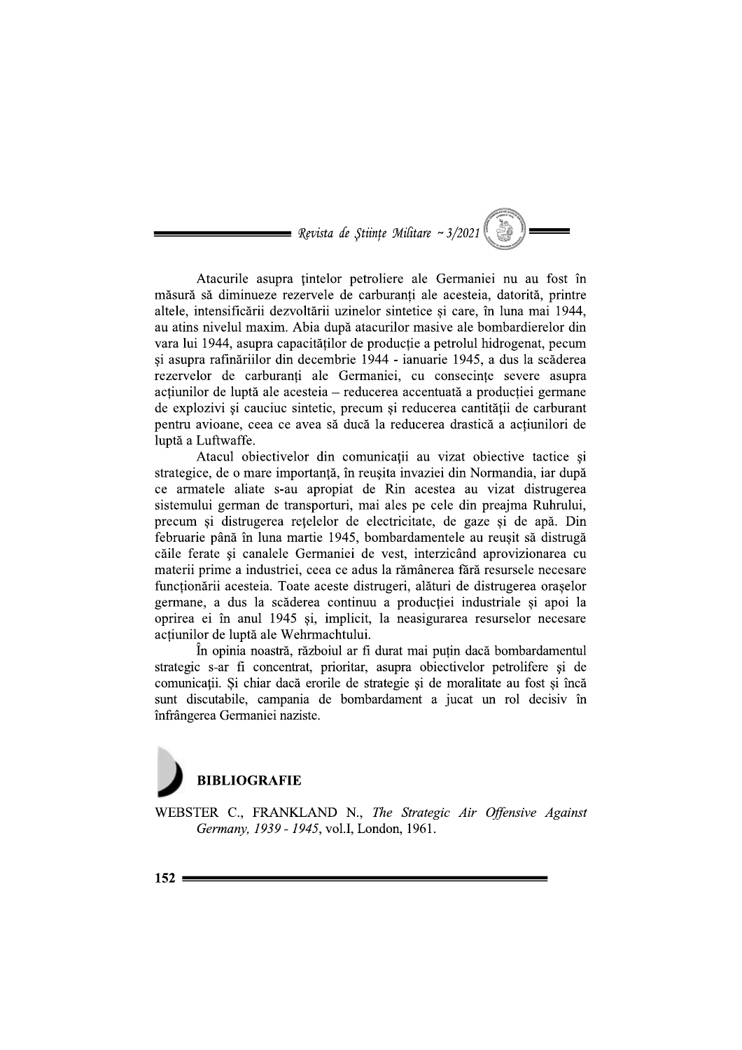Atacurile asupra țintelor petroliere ale Germaniei nu au fost în măsură să diminueze rezervele de carburanți ale acesteia, datorită, printre altele, intensificării dezvoltării uzinelor sintetice și care, în luna mai 1944, au atins nivelul maxim. Abia după atacurilor masive ale bombardierelor din vara lui 1944, asupra capacităților de producție a petrolul hidrogenat, pecum și asupra rafinăriilor din decembrie 1944 - ianuarie 1945, a dus la scăderea rezervelor de carburanți ale Germaniei, cu consecințe severe asupra acțiunilor de luptă ale acesteia – reducerea accentuată a producției germane de explozivi și cauciuc sintetic, precum și reducerea cantității de carburant pentru avioane, ceea ce avea să ducă la reducerea drastică a acțiunilori de luptă a Luftwaffe.

Atacul obiectivelor din comunicații au vizat obiective tactice și strategice, de o mare importanță, în reușita invaziei din Normandia, iar după ce armatele aliate s-au apropiat de Rin acestea au vizat distrugerea sistemului german de transporturi, mai ales pe cele din preajma Ruhrului, precum și distrugerea rețelelor de electricitate, de gaze și de apă. Din februarie până în luna martie 1945, bombardamentele au reușit să distrugă căile ferate și canalele Germaniei de vest, interzicând aprovizionarea cu materii prime a industriei, ceea ce adus la rămânerea fără resursele necesare funcționării acesteia. Toate aceste distrugeri, alături de distrugerea orașelor germane, a dus la scăderea continuu a producției industriale și apoi la oprirea ei în anul 1945 și, implicit, la neasigurarea resurselor necesare acțiunilor de luptă ale Wehrmachtului.

În opinia noastră, războiul ar fi durat mai puțin dacă bombardamentul strategic s-ar fi concentrat, prioritar, asupra obiectivelor petrolifere și de comunicații. Și chiar dacă erorile de strategie și de moralitate au fost și încă sunt discutabile, campania de bombardament a jucat un rol decisiv în înfrângerea Germaniei naziste.

## BIBLIOGRAFIE

WEBSTER C., FRANKLAND N., *The Strategic Air Offensive Against Germany, 1939 - 1945*, vol.I, London, 1961.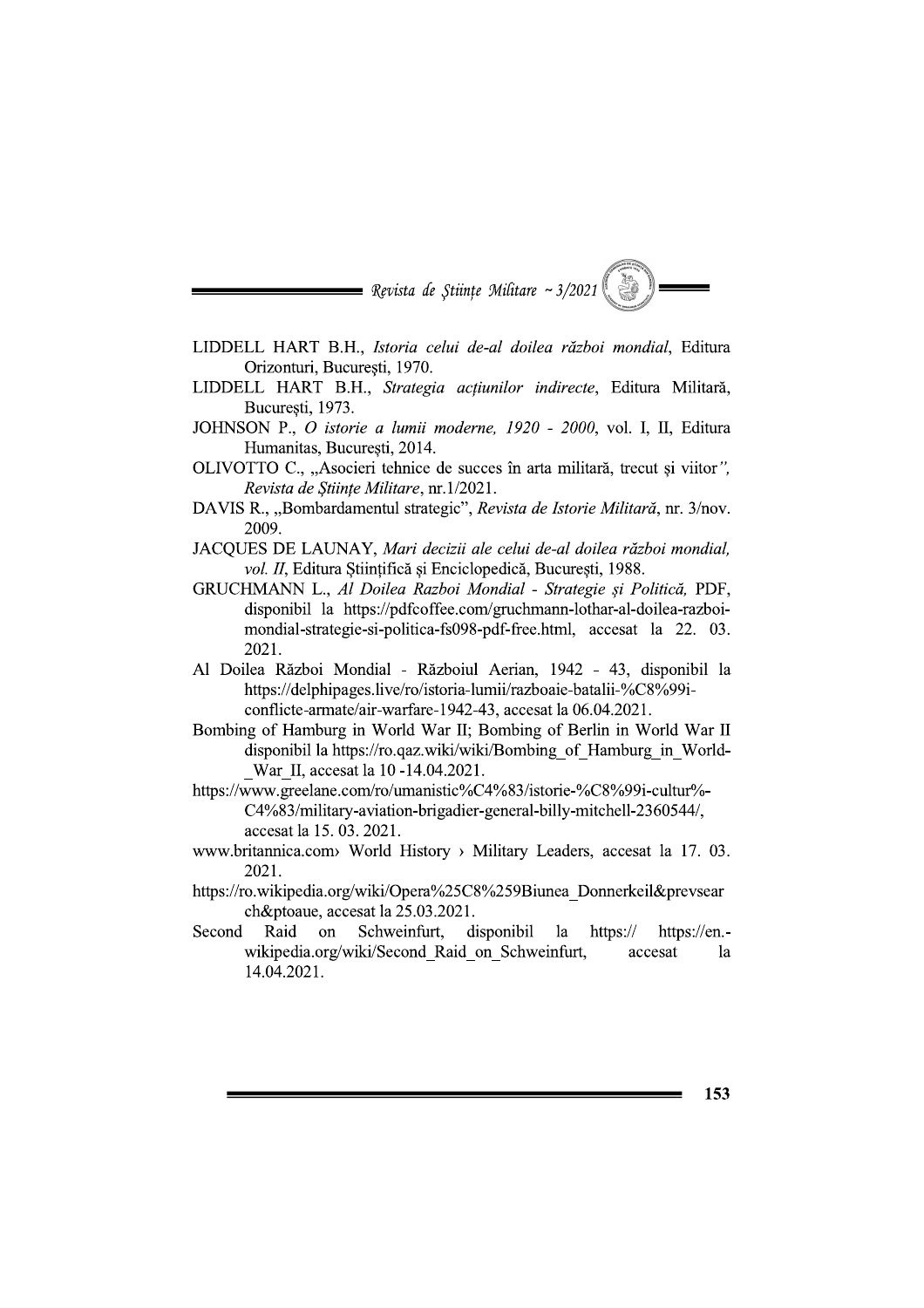LIDDELL HART B.H., *Istoria celui de-al doilea război mondial*, Editura Orizonturi, București, 1970.

LIDDELL HART B.H., *Strategia acțiunilor indirecte*, Editura Militară, București, 1973.

JOHNSON P., *O istorie a lumii moderne, 1920 - 2000*, vol. I, II, Editura Humanitas, București, 2014.

OLIVOTTO C., „Asocieri tehnice de succes în arta militară, trecut și viitor", *Revista de Științe Militare*, nr.1/2021.

DAVIS R., „Bombardamentul strategic", *Revista de Istorie Militară*, nr. 3/nov. 2009.

JACQUES DE LAUNAY, *Mari decizii ale celui de-al doilea război mondial, vol. II*, Editura Științifică și Enciclopedică, București, 1988.

GRUCHMANN L., *Al Doilea Razboi Mondial - Strategie și Politică,* PDF, disponibil la https://pdfcoffee.com/gruchmann-lothar-al-doilea-razboi-mondial-strategie-si-politica-fs098-pdf-free.html, accesat la 22. 03. 2021.

Al Doilea Război Mondial - Războiul Aerian, 1942 - 43, disponibil la https://delphipages.live/ro/istoria-lumii/razboaie-batalii-%C8%99i-conflicte-armate/air-warfare-1942-43, accesat la 06.04.2021.

Bombing of Hamburg in World War II; Bombing of Berlin in World War II disponibil la https://ro.qaz.wiki/wiki/Bombing_of_Hamburg_in_World-_War_II, accesat la 10 -14.04.2021.

https://www.greelane.com/ro/umanistic%C4%83/istorie-%C8%99i-cultur%-C4%83/military-aviation-brigadier-general-billy-mitchell-2360544/, accesat la 15. 03. 2021.

www.britannica.com› World History › Military Leaders, accesat la 17. 03. 2021.

https://ro.wikipedia.org/wiki/Opera%25C8%259Biunea_Donnerkeil&prevsearch&ptoaue, accesat la 25.03.2021.

Second Raid on Schweinfurt, disponibil la https:// https://en.-wikipedia.org/wiki/Second_Raid_on_Schweinfurt, accesat la 14.04.2021.